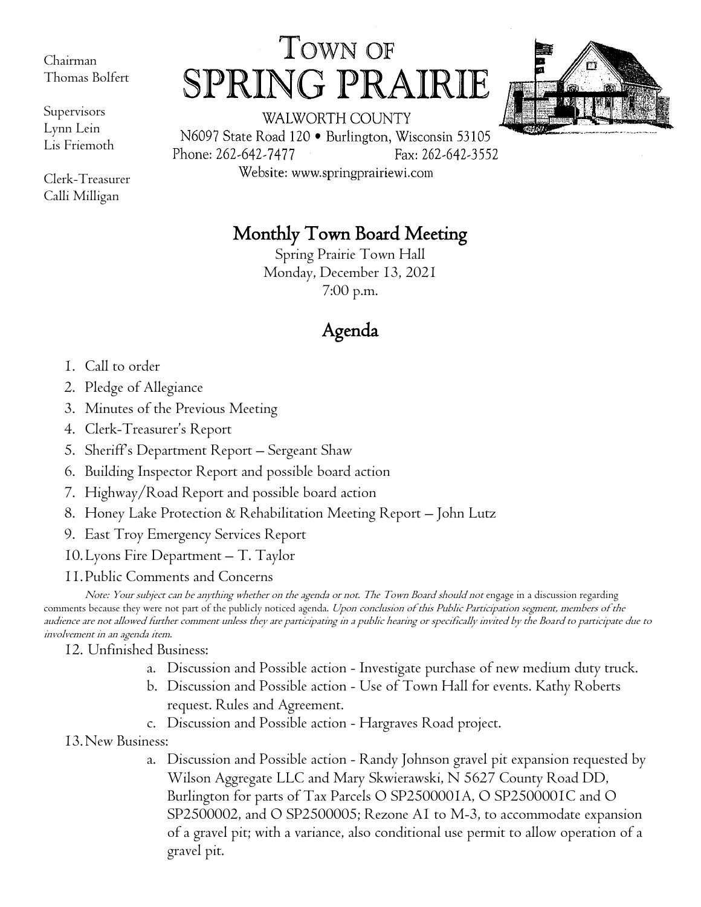Chairman
Thomas Bolfert

Supervisors
Lynn Lein
Lis Friemoth

Clerk-Treasurer
Calli Milligan

# TOWN OF SPRING PRAIRIE

WALWORTH COUNTY
N6097 State Road 120 • Burlington, Wisconsin 53105
Phone: 262-642-7477 Fax: 262-642-3552
Website: www.springprairiewi.com

## Monthly Town Board Meeting

Spring Prairie Town Hall
Monday, December 13, 2021
7:00 p.m.

## Agenda

1. Call to order
2. Pledge of Allegiance
3. Minutes of the Previous Meeting
4. Clerk-Treasurer's Report
5. Sheriff's Department Report – Sergeant Shaw
6. Building Inspector Report and possible board action
7. Highway/Road Report and possible board action
8. Honey Lake Protection & Rehabilitation Meeting Report – John Lutz
9. East Troy Emergency Services Report
10. Lyons Fire Department – T. Taylor
11. Public Comments and Concerns

   *Note: Your subject can be anything whether on the agenda or not. The Town Board should not* engage in a discussion regarding comments because they were not part of the publicly noticed agenda. *Upon conclusion of this Public Participation segment, members of the audience are not allowed further comment unless they are participating in a public hearing or specifically invited by the Board to participate due to involvement in an agenda item.*

12. Unfinished Business:
    a. Discussion and Possible action - Investigate purchase of new medium duty truck.
    b. Discussion and Possible action - Use of Town Hall for events. Kathy Roberts request. Rules and Agreement.
    c. Discussion and Possible action - Hargraves Road project.
13. New Business:
    a. Discussion and Possible action - Randy Johnson gravel pit expansion requested by Wilson Aggregate LLC and Mary Skwierawski, N 5627 County Road DD, Burlington for parts of Tax Parcels O SP2500001A, O SP2500001C and O SP2500002, and O SP2500005; Rezone A1 to M-3, to accommodate expansion of a gravel pit; with a variance, also conditional use permit to allow operation of a gravel pit.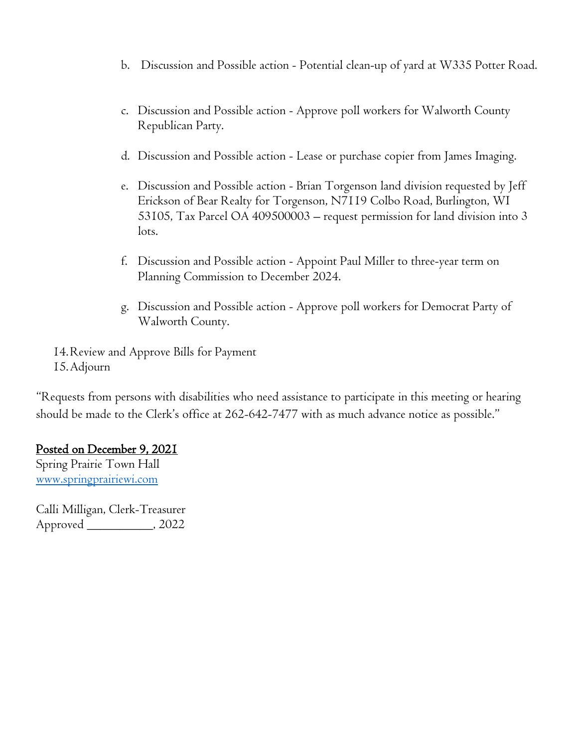b. Discussion and Possible action - Potential clean-up of yard at W335 Potter Road.

c. Discussion and Possible action - Approve poll workers for Walworth County Republican Party.

d. Discussion and Possible action - Lease or purchase copier from James Imaging.

e. Discussion and Possible action - Brian Torgenson land division requested by Jeff Erickson of Bear Realty for Torgenson, N7119 Colbo Road, Burlington, WI 53105, Tax Parcel OA 409500003 – request permission for land division into 3 lots.

f. Discussion and Possible action - Appoint Paul Miller to three-year term on Planning Commission to December 2024.

g. Discussion and Possible action - Approve poll workers for Democrat Party of Walworth County.

14. Review and Approve Bills for Payment
15. Adjourn

"Requests from persons with disabilities who need assistance to participate in this meeting or hearing should be made to the Clerk's office at 262-642-7477 with as much advance notice as possible."

<u>Posted on December 9, 2021</u>
Spring Prairie Town Hall
www.springprairiewi.com

Calli Milligan, Clerk-Treasurer
Approved ___________, 2022